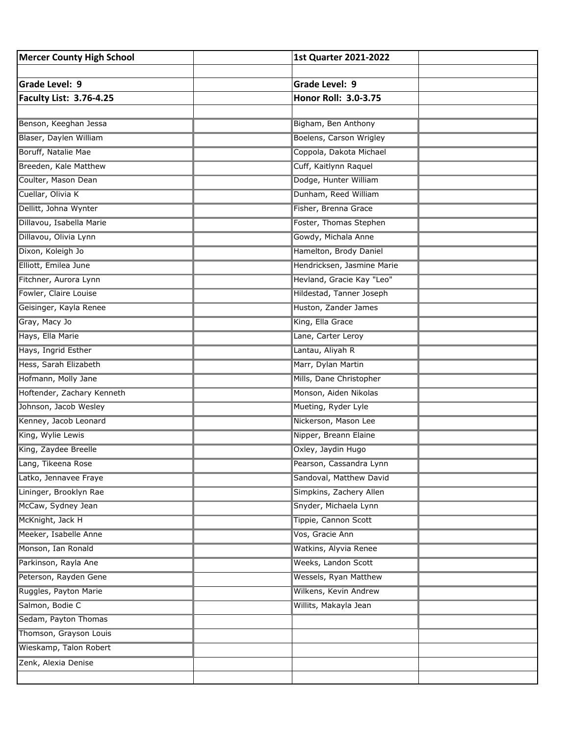| Mercer County High School | | 1st Quarter 2021-2022 | |
|---|---|---|---|
| | | | |
| **Grade Level: 9** | | **Grade Level: 9** | |
| **Faculty List: 3.76-4.25** | | **Honor Roll: 3.0-3.75** | |
| | | | |
| Benson, Keeghan Jessa | | Bigham, Ben Anthony | |
| Blaser, Daylen William | | Boelens, Carson Wrigley | |
| Boruff, Natalie Mae | | Coppola, Dakota Michael | |
| Breeden, Kale Matthew | | Cuff, Kaitlynn Raquel | |
| Coulter, Mason Dean | | Dodge, Hunter William | |
| Cuellar, Olivia K | | Dunham, Reed William | |
| Dellitt, Johna Wynter | | Fisher, Brenna Grace | |
| Dillavou, Isabella Marie | | Foster, Thomas Stephen | |
| Dillavou, Olivia Lynn | | Gowdy, Michala Anne | |
| Dixon, Koleigh Jo | | Hamelton, Brody Daniel | |
| Elliott, Emilea June | | Hendricksen, Jasmine Marie | |
| Fitchner, Aurora Lynn | | Hevland, Gracie Kay "Leo" | |
| Fowler, Claire Louise | | Hildestad, Tanner Joseph | |
| Geisinger, Kayla Renee | | Huston, Zander James | |
| Gray, Macy Jo | | King, Ella Grace | |
| Hays, Ella Marie | | Lane, Carter Leroy | |
| Hays, Ingrid Esther | | Lantau, Aliyah R | |
| Hess, Sarah Elizabeth | | Marr, Dylan Martin | |
| Hofmann, Molly Jane | | Mills, Dane Christopher | |
| Hoftender, Zachary Kenneth | | Monson, Aiden Nikolas | |
| Johnson, Jacob Wesley | | Mueting, Ryder Lyle | |
| Kenney, Jacob Leonard | | Nickerson, Mason Lee | |
| King, Wylie Lewis | | Nipper, Breann Elaine | |
| King, Zaydee Breelle | | Oxley, Jaydin Hugo | |
| Lang, Tikeena Rose | | Pearson, Cassandra Lynn | |
| Latko, Jennavee Fraye | | Sandoval, Matthew David | |
| Lininger, Brooklyn Rae | | Simpkins, Zachery Allen | |
| McCaw, Sydney Jean | | Snyder, Michaela Lynn | |
| McKnight, Jack H | | Tippie, Cannon Scott | |
| Meeker, Isabelle Anne | | Vos, Gracie Ann | |
| Monson, Ian Ronald | | Watkins, Alyvia Renee | |
| Parkinson, Rayla Ane | | Weeks, Landon Scott | |
| Peterson, Rayden Gene | | Wessels, Ryan Matthew | |
| Ruggles, Payton Marie | | Wilkens, Kevin Andrew | |
| Salmon, Bodie C | | Willits, Makayla Jean | |
| Sedam, Payton Thomas | | | |
| Thomson, Grayson Louis | | | |
| Wieskamp, Talon Robert | | | |
| Zenk, Alexia Denise | | | |
| | | | |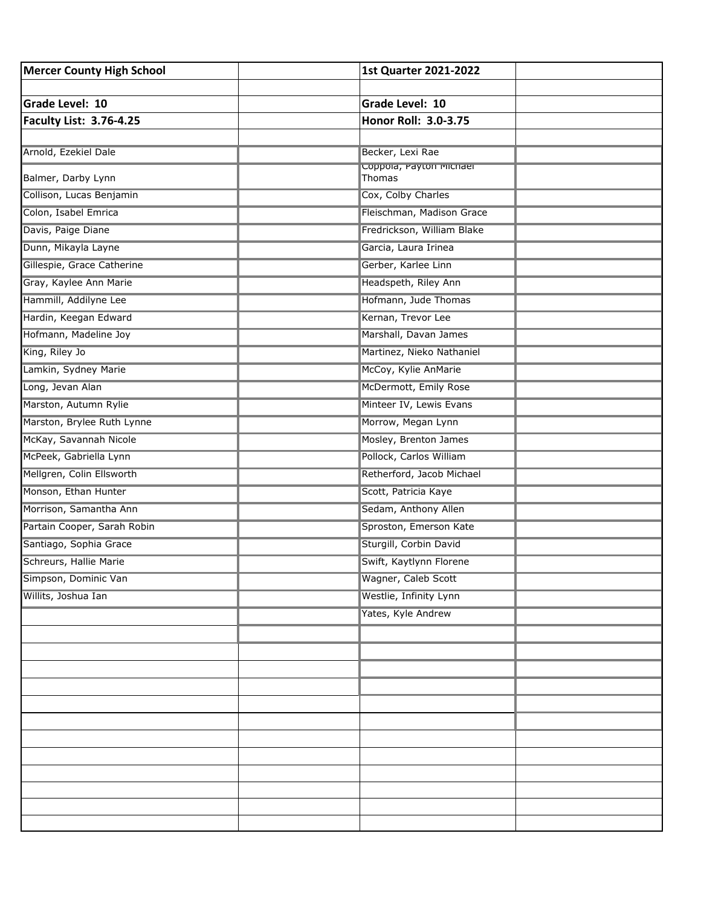| Mercer County High School | | 1st Quarter 2021-2022 | |
|---|---|---|---|
| | | | |
| Grade Level: 10 | | Grade Level: 10 | |
| Faculty List: 3.76-4.25 | | Honor Roll: 3.0-3.75 | |
| | | | |
| Arnold, Ezekiel Dale | | Becker, Lexi Rae | |
| Balmer, Darby Lynn | | Coppola, Payton Michael Thomas | |
| Collison, Lucas Benjamin | | Cox, Colby Charles | |
| Colon, Isabel Emrica | | Fleischman, Madison Grace | |
| Davis, Paige Diane | | Fredrickson, William Blake | |
| Dunn, Mikayla Layne | | Garcia, Laura Irinea | |
| Gillespie, Grace Catherine | | Gerber, Karlee Linn | |
| Gray, Kaylee Ann Marie | | Headspeth, Riley Ann | |
| Hammill, Addilyne Lee | | Hofmann, Jude Thomas | |
| Hardin, Keegan Edward | | Kernan, Trevor Lee | |
| Hofmann, Madeline Joy | | Marshall, Davan James | |
| King, Riley Jo | | Martinez, Nieko Nathaniel | |
| Lamkin, Sydney Marie | | McCoy, Kylie AnMarie | |
| Long, Jevan Alan | | McDermott, Emily Rose | |
| Marston, Autumn Rylie | | Minteer IV, Lewis Evans | |
| Marston, Brylee Ruth Lynne | | Morrow, Megan Lynn | |
| McKay, Savannah Nicole | | Mosley, Brenton James | |
| McPeek, Gabriella Lynn | | Pollock, Carlos William | |
| Mellgren, Colin Ellsworth | | Retherford, Jacob Michael | |
| Monson, Ethan Hunter | | Scott, Patricia Kaye | |
| Morrison, Samantha Ann | | Sedam, Anthony Allen | |
| Partain Cooper, Sarah Robin | | Sproston, Emerson Kate | |
| Santiago, Sophia Grace | | Sturgill, Corbin David | |
| Schreurs, Hallie Marie | | Swift, Kaytlynn Florene | |
| Simpson, Dominic Van | | Wagner, Caleb Scott | |
| Willits, Joshua Ian | | Westlie, Infinity Lynn | |
| | | Yates, Kyle Andrew | |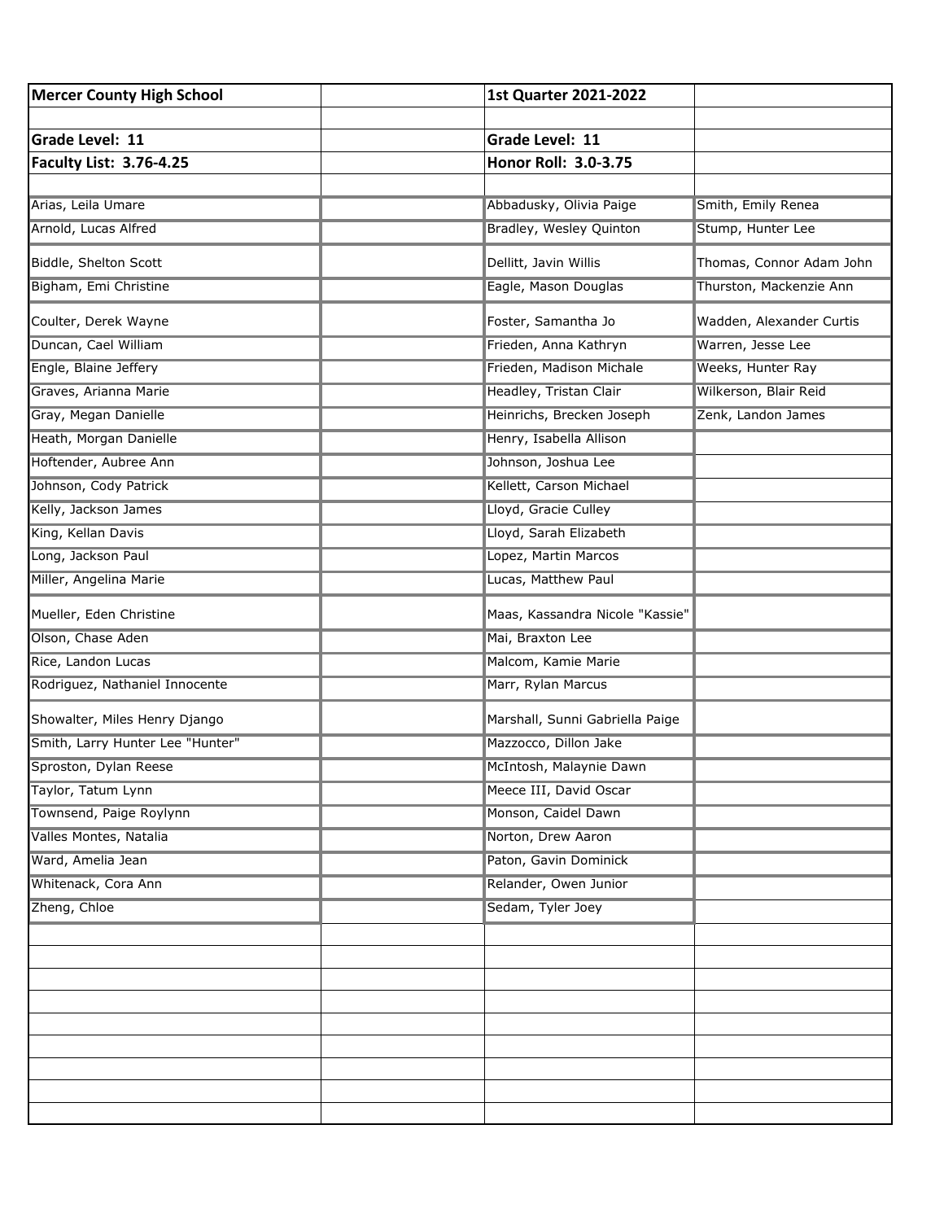| Mercer County High School | | 1st Quarter 2021-2022 | |
|---|---|---|---|
| | | | |
| **Grade Level: 11** | | **Grade Level: 11** | |
| **Faculty List: 3.76-4.25** | | **Honor Roll: 3.0-3.75** | |
| | | | |
| Arias, Leila Umare | | Abbadusky, Olivia Paige | Smith, Emily Renea |
| Arnold, Lucas Alfred | | Bradley, Wesley Quinton | Stump, Hunter Lee |
| Biddle, Shelton Scott | | Dellitt, Javin Willis | Thomas, Connor Adam John |
| Bigham, Emi Christine | | Eagle, Mason Douglas | Thurston, Mackenzie Ann |
| Coulter, Derek Wayne | | Foster, Samantha Jo | Wadden, Alexander Curtis |
| Duncan, Cael William | | Frieden, Anna Kathryn | Warren, Jesse Lee |
| Engle, Blaine Jeffery | | Frieden, Madison Michale | Weeks, Hunter Ray |
| Graves, Arianna Marie | | Headley, Tristan Clair | Wilkerson, Blair Reid |
| Gray, Megan Danielle | | Heinrichs, Brecken Joseph | Zenk, Landon James |
| Heath, Morgan Danielle | | Henry, Isabella Allison | |
| Hoftender, Aubree Ann | | Johnson, Joshua Lee | |
| Johnson, Cody Patrick | | Kellett, Carson Michael | |
| Kelly, Jackson James | | Lloyd, Gracie Culley | |
| King, Kellan Davis | | Lloyd, Sarah Elizabeth | |
| Long, Jackson Paul | | Lopez, Martin Marcos | |
| Miller, Angelina Marie | | Lucas, Matthew Paul | |
| Mueller, Eden Christine | | Maas, Kassandra Nicole "Kassie" | |
| Olson, Chase Aden | | Mai, Braxton Lee | |
| Rice, Landon Lucas | | Malcom, Kamie Marie | |
| Rodriguez, Nathaniel Innocente | | Marr, Rylan Marcus | |
| Showalter, Miles Henry Django | | Marshall, Sunni Gabriella Paige | |
| Smith, Larry Hunter Lee "Hunter" | | Mazzocco, Dillon Jake | |
| Sproston, Dylan Reese | | McIntosh, Malaynie Dawn | |
| Taylor, Tatum Lynn | | Meece III, David Oscar | |
| Townsend, Paige Roylynn | | Monson, Caidel Dawn | |
| Valles Montes, Natalia | | Norton, Drew Aaron | |
| Ward, Amelia Jean | | Paton, Gavin Dominick | |
| Whitenack, Cora Ann | | Relander, Owen Junior | |
| Zheng, Chloe | | Sedam, Tyler Joey | |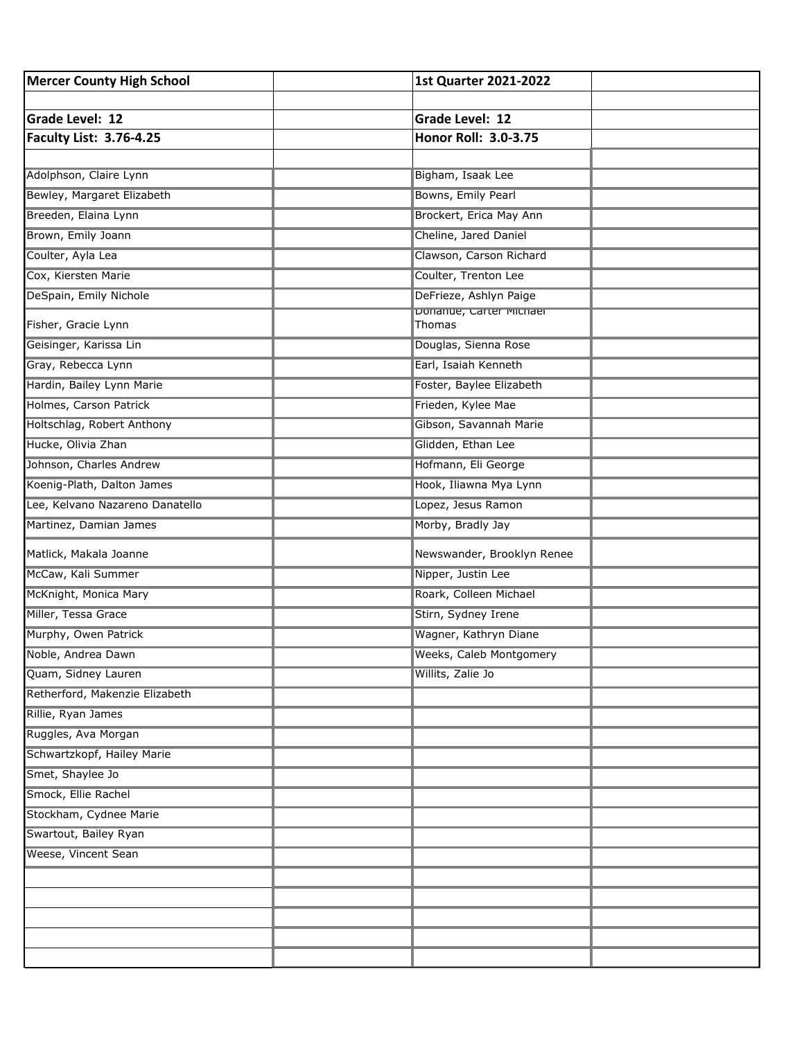| | | | |
|---|---|---|---|
| **Mercer County High School** | | **1st Quarter 2021-2022** | |
| | | | |
| **Grade Level: 12** | | **Grade Level: 12** | |
| **Faculty List: 3.76-4.25** | | **Honor Roll: 3.0-3.75** | |
| | | | |
| Adolphson, Claire Lynn | | Bigham, Isaak Lee | |
| Bewley, Margaret Elizabeth | | Bowns, Emily Pearl | |
| Breeden, Elaina Lynn | | Brockert, Erica May Ann | |
| Brown, Emily Joann | | Cheline, Jared Daniel | |
| Coulter, Ayla Lea | | Clawson, Carson Richard | |
| Cox, Kiersten Marie | | Coulter, Trenton Lee | |
| DeSpain, Emily Nichole | | DeFrieze, Ashlyn Paige | |
| Fisher, Gracie Lynn | | Donahue, Carter Michael Thomas | |
| Geisinger, Karissa Lin | | Douglas, Sienna Rose | |
| Gray, Rebecca Lynn | | Earl, Isaiah Kenneth | |
| Hardin, Bailey Lynn Marie | | Foster, Baylee Elizabeth | |
| Holmes, Carson Patrick | | Frieden, Kylee Mae | |
| Holtschlag, Robert Anthony | | Gibson, Savannah Marie | |
| Hucke, Olivia Zhan | | Glidden, Ethan Lee | |
| Johnson, Charles Andrew | | Hofmann, Eli George | |
| Koenig-Plath, Dalton James | | Hook, Iliawna Mya Lynn | |
| Lee, Kelvano Nazareno Danatello | | Lopez, Jesus Ramon | |
| Martinez, Damian James | | Morby, Bradly Jay | |
| Matlick, Makala Joanne | | Newswander, Brooklyn Renee | |
| McCaw, Kali Summer | | Nipper, Justin Lee | |
| McKnight, Monica Mary | | Roark, Colleen Michael | |
| Miller, Tessa Grace | | Stirn, Sydney Irene | |
| Murphy, Owen Patrick | | Wagner, Kathryn Diane | |
| Noble, Andrea Dawn | | Weeks, Caleb Montgomery | |
| Quam, Sidney Lauren | | Willits, Zalie Jo | |
| Retherford, Makenzie Elizabeth | | | |
| Rillie, Ryan James | | | |
| Ruggles, Ava Morgan | | | |
| Schwartzkopf, Hailey Marie | | | |
| Smet, Shaylee Jo | | | |
| Smock, Ellie Rachel | | | |
| Stockham, Cydnee Marie | | | |
| Swartout, Bailey Ryan | | | |
| Weese, Vincent Sean | | | |